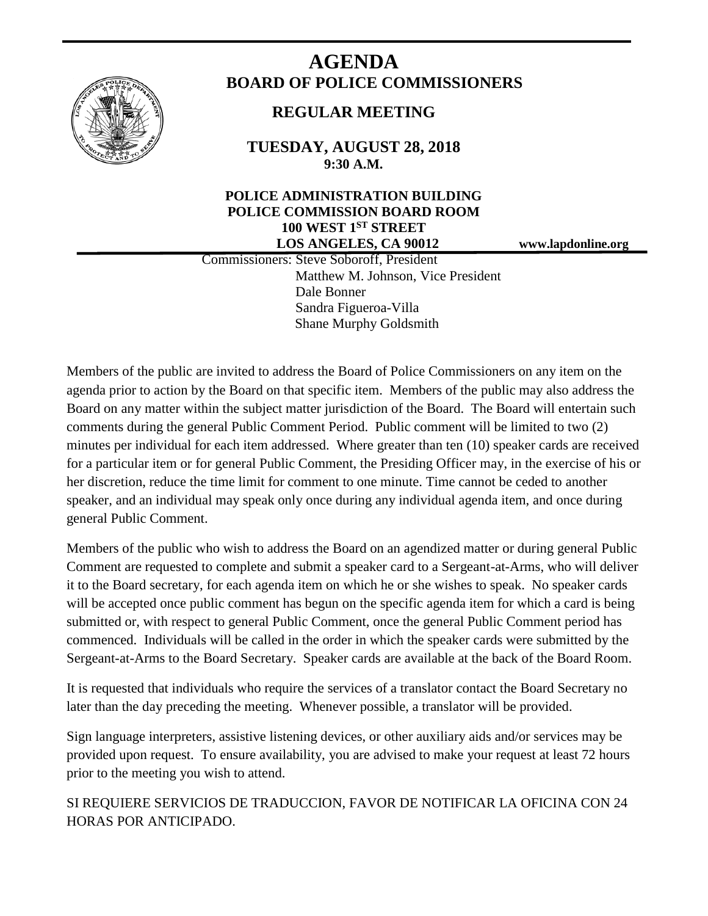# AGENDA

## BOARD OF POLICE COMMISSIONERS

### REGULAR MEETING

**TUESDAY, AUGUST 28, 2018**
**9:30 A.M.**

**POLICE ADMINISTRATION BUILDING**
**POLICE COMMISSION BOARD ROOM**
**100 WEST 1ST STREET**
**LOS ANGELES, CA 90012**

**www.lapdonline.org**

Commissioners: Steve Soboroff, President
Matthew M. Johnson, Vice President
Dale Bonner
Sandra Figueroa-Villa
Shane Murphy Goldsmith

Members of the public are invited to address the Board of Police Commissioners on any item on the agenda prior to action by the Board on that specific item. Members of the public may also address the Board on any matter within the subject matter jurisdiction of the Board. The Board will entertain such comments during the general Public Comment Period. Public comment will be limited to two (2) minutes per individual for each item addressed. Where greater than ten (10) speaker cards are received for a particular item or for general Public Comment, the Presiding Officer may, in the exercise of his or her discretion, reduce the time limit for comment to one minute. Time cannot be ceded to another speaker, and an individual may speak only once during any individual agenda item, and once during general Public Comment.

Members of the public who wish to address the Board on an agendized matter or during general Public Comment are requested to complete and submit a speaker card to a Sergeant-at-Arms, who will deliver it to the Board secretary, for each agenda item on which he or she wishes to speak. No speaker cards will be accepted once public comment has begun on the specific agenda item for which a card is being submitted or, with respect to general Public Comment, once the general Public Comment period has commenced. Individuals will be called in the order in which the speaker cards were submitted by the Sergeant-at-Arms to the Board Secretary. Speaker cards are available at the back of the Board Room.

It is requested that individuals who require the services of a translator contact the Board Secretary no later than the day preceding the meeting. Whenever possible, a translator will be provided.

Sign language interpreters, assistive listening devices, or other auxiliary aids and/or services may be provided upon request. To ensure availability, you are advised to make your request at least 72 hours prior to the meeting you wish to attend.

SI REQUIERE SERVICIOS DE TRADUCCION, FAVOR DE NOTIFICAR LA OFICINA CON 24 HORAS POR ANTICIPADO.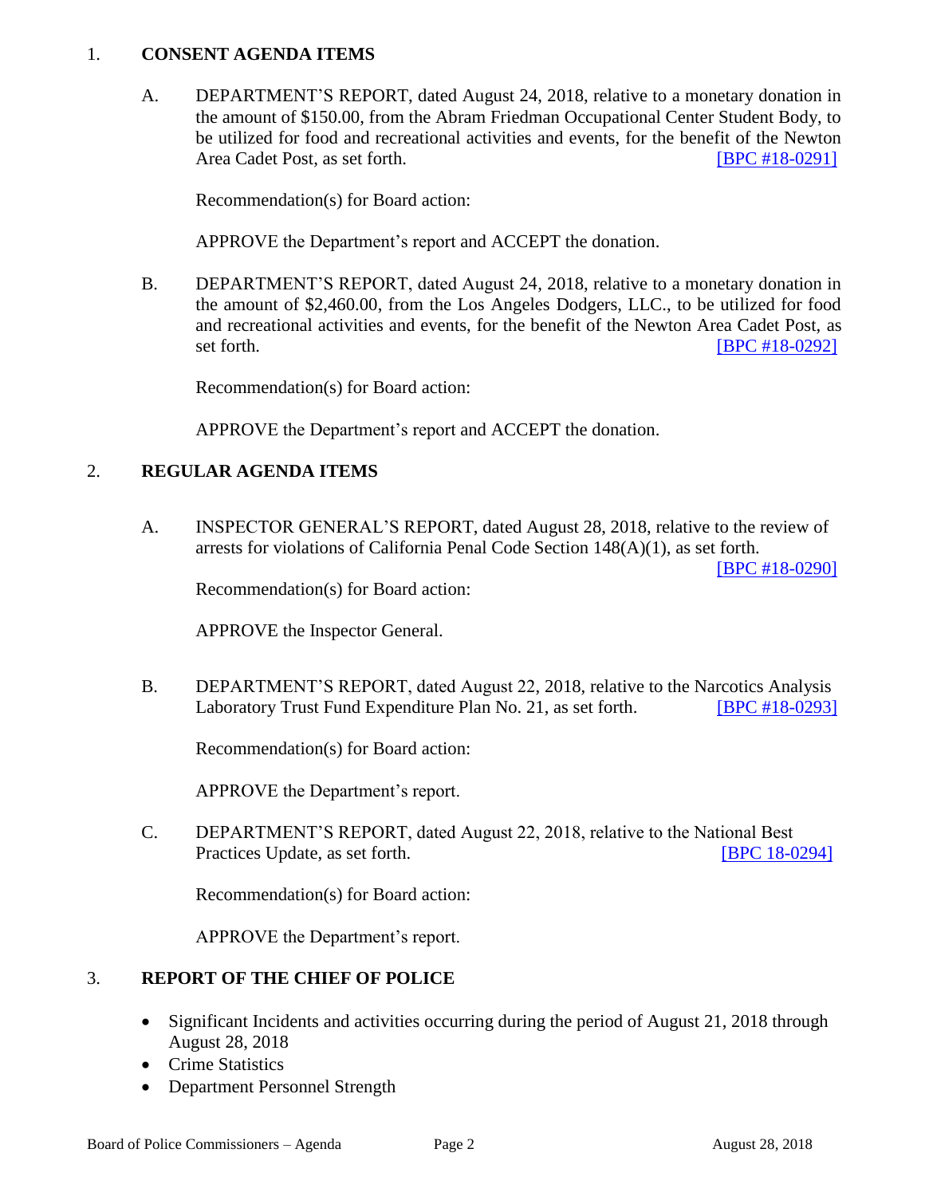1. **CONSENT AGENDA ITEMS**

   A. DEPARTMENT'S REPORT, dated August 24, 2018, relative to a monetary donation in the amount of $150.00, from the Abram Friedman Occupational Center Student Body, to be utilized for food and recreational activities and events, for the benefit of the Newton Area Cadet Post, as set forth. [BPC #18-0291]

   Recommendation(s) for Board action:

   APPROVE the Department's report and ACCEPT the donation.

   B. DEPARTMENT'S REPORT, dated August 24, 2018, relative to a monetary donation in the amount of $2,460.00, from the Los Angeles Dodgers, LLC., to be utilized for food and recreational activities and events, for the benefit of the Newton Area Cadet Post, as set forth. [BPC #18-0292]

   Recommendation(s) for Board action:

   APPROVE the Department's report and ACCEPT the donation.

2. **REGULAR AGENDA ITEMS**

   A. INSPECTOR GENERAL'S REPORT, dated August 28, 2018, relative to the review of arrests for violations of California Penal Code Section 148(A)(1), as set forth. [BPC #18-0290]

   Recommendation(s) for Board action:

   APPROVE the Inspector General.

   B. DEPARTMENT'S REPORT, dated August 22, 2018, relative to the Narcotics Analysis Laboratory Trust Fund Expenditure Plan No. 21, as set forth. [BPC #18-0293]

   Recommendation(s) for Board action:

   APPROVE the Department's report.

   C. DEPARTMENT'S REPORT, dated August 22, 2018, relative to the National Best Practices Update, as set forth. [BPC 18-0294]

   Recommendation(s) for Board action:

   APPROVE the Department's report.

3. **REPORT OF THE CHIEF OF POLICE**

   - Significant Incidents and activities occurring during the period of August 21, 2018 through August 28, 2018
   - Crime Statistics
   - Department Personnel Strength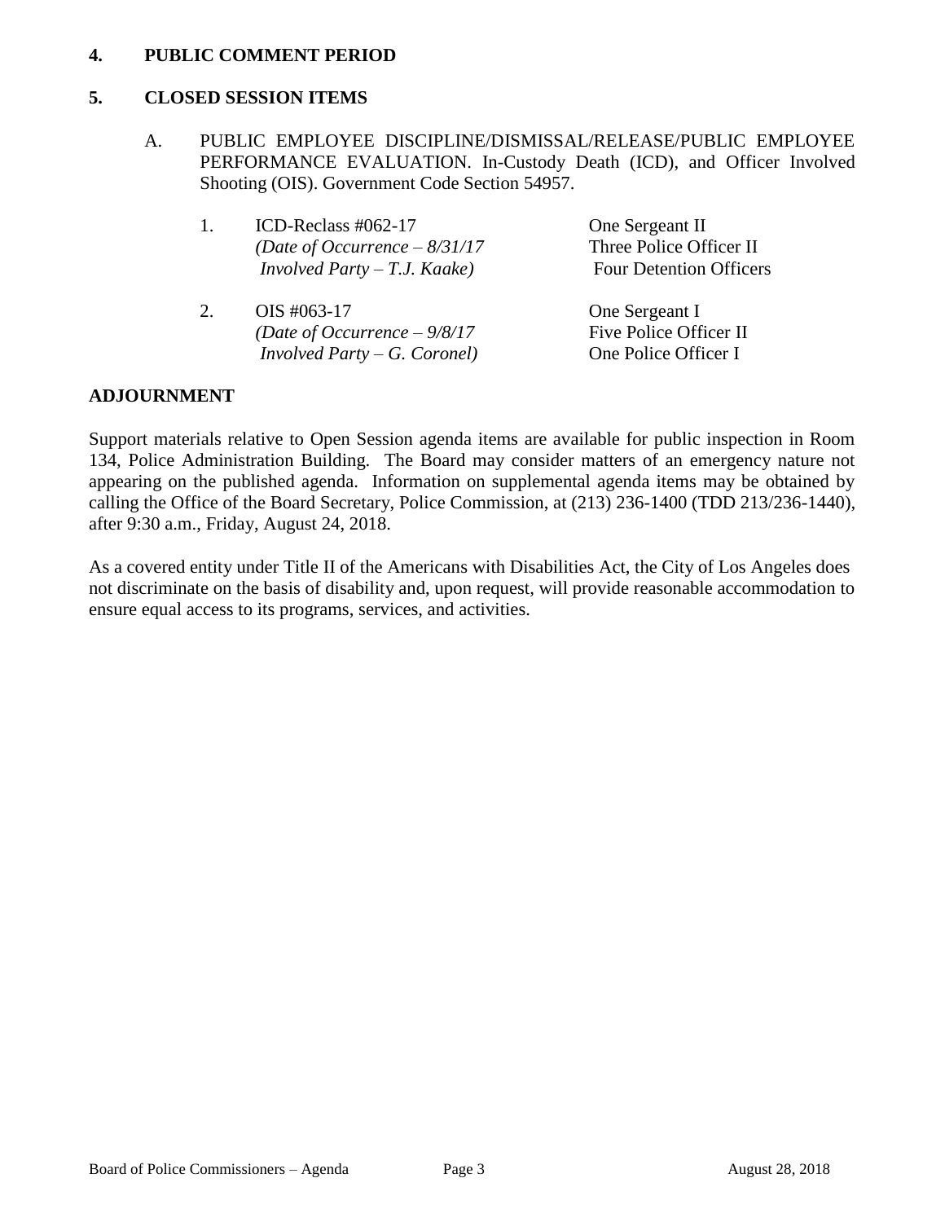**4. PUBLIC COMMENT PERIOD**

**5. CLOSED SESSION ITEMS**

A. PUBLIC EMPLOYEE DISCIPLINE/DISMISSAL/RELEASE/PUBLIC EMPLOYEE PERFORMANCE EVALUATION. In-Custody Death (ICD), and Officer Involved Shooting (OIS). Government Code Section 54957.

| | | |
|---|---|---|
| 1. | ICD-Reclass #062-17<br>*(Date of Occurrence – 8/31/17*<br>*Involved Party – T.J. Kaake)* | One Sergeant II<br>Three Police Officer II<br>Four Detention Officers |
| 2. | OIS #063-17<br>*(Date of Occurrence – 9/8/17*<br>*Involved Party – G. Coronel)* | One Sergeant I<br>Five Police Officer II<br>One Police Officer I |

**ADJOURNMENT**

Support materials relative to Open Session agenda items are available for public inspection in Room 134, Police Administration Building. The Board may consider matters of an emergency nature not appearing on the published agenda. Information on supplemental agenda items may be obtained by calling the Office of the Board Secretary, Police Commission, at (213) 236-1400 (TDD 213/236-1440), after 9:30 a.m., Friday, August 24, 2018.

As a covered entity under Title II of the Americans with Disabilities Act, the City of Los Angeles does not discriminate on the basis of disability and, upon request, will provide reasonable accommodation to ensure equal access to its programs, services, and activities.